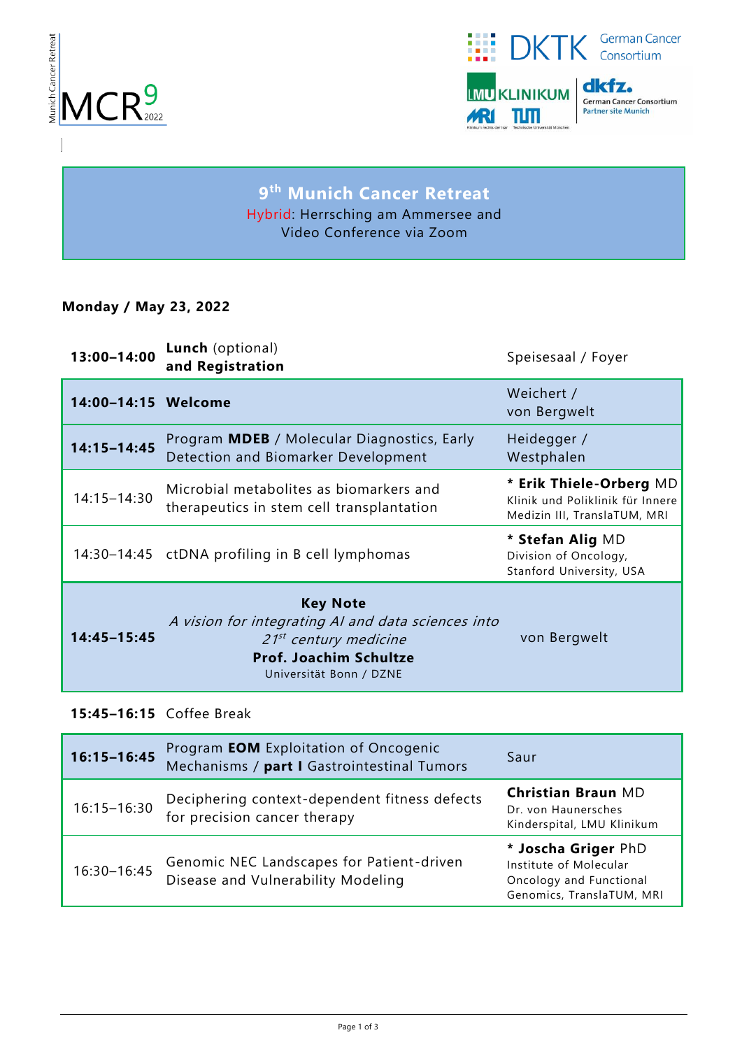Munich Cancer Retreat

MCR[9] 2022

DKTK German Cancer Consortium

LMU KLINIKUM | dkfz. German Cancer Consortium Partner site Munich

MRI TUM

# 9th Munich Cancer Retreat

Hybrid: Herrsching am Ammersee and
Video Conference via Zoom

**Monday / May 23, 2022**

| Time | Session | Speaker / Chair |
|---|---|---|
| **13:00–14:00** | **Lunch** (optional) **and Registration** | Speisesaal / Foyer |
| **14:00–14:15** | **Welcome** | Weichert / von Bergwelt |
| **14:15–14:45** | Program **MDEB** / Molecular Diagnostics, Early Detection and Biomarker Development | Heidegger / Westphalen |
| 14:15–14:30 | Microbial metabolites as biomarkers and therapeutics in stem cell transplantation | * **Erik Thiele-Orberg** MD Klinik und Poliklinik für Innere Medizin III, TranslaTUM, MRI |
| 14:30–14:45 | ctDNA profiling in B cell lymphomas | * **Stefan Alig** MD Division of Oncology, Stanford University, USA |
| **14:45–15:45** | **Key Note** *A vision for integrating AI and data sciences into 21st century medicine* **Prof. Joachim Schultze** Universität Bonn / DZNE | von Bergwelt |
| **15:45–16:15** | Coffee Break | |
| **16:15–16:45** | Program **EOM** Exploitation of Oncogenic Mechanisms / **part I** Gastrointestinal Tumors | Saur |
| 16:15–16:30 | Deciphering context-dependent fitness defects for precision cancer therapy | **Christian Braun** MD Dr. von Haunersches Kinderspital, LMU Klinikum |
| 16:30–16:45 | Genomic NEC Landscapes for Patient-driven Disease and Vulnerability Modeling | * **Joscha Griger** PhD Institute of Molecular Oncology and Functional Genomics, TranslaTUM, MRI |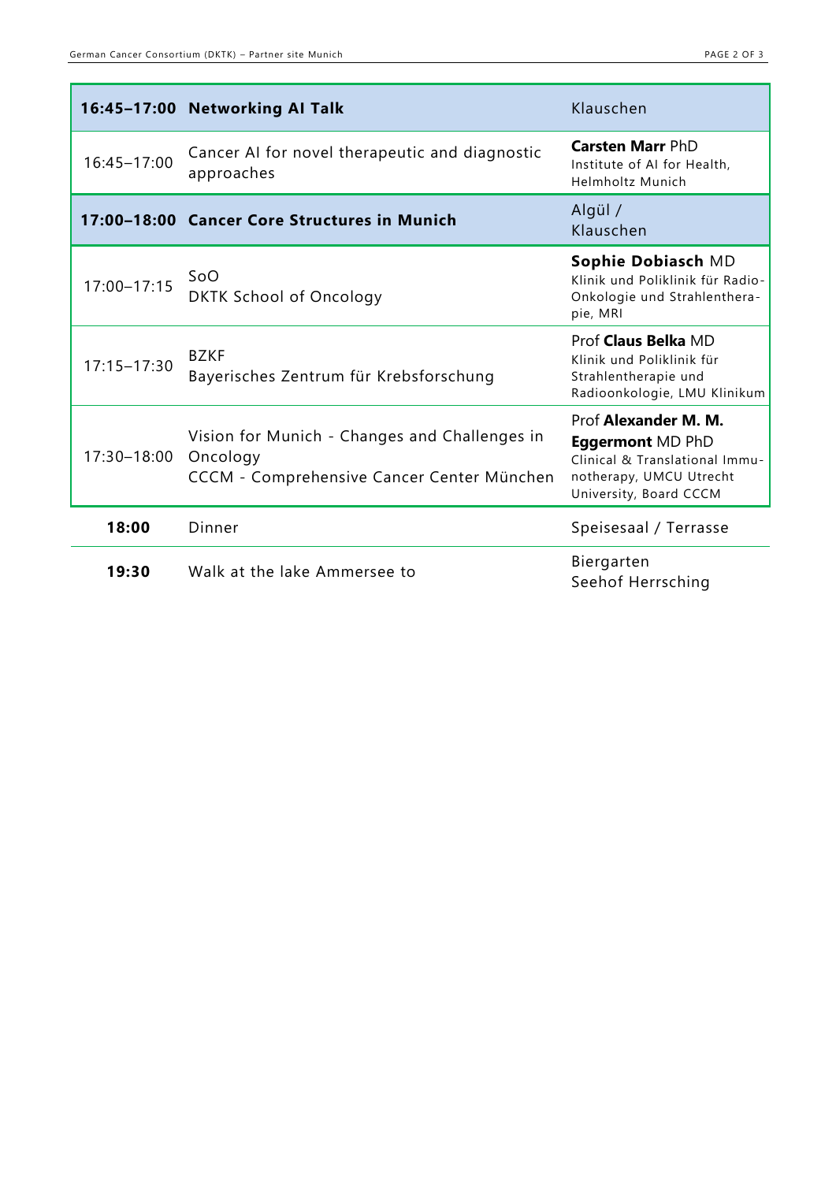| | | |
|---|---|---|
| **16:45–17:00** | **Networking AI Talk** | Klauschen |
| 16:45–17:00 | Cancer AI for novel therapeutic and diagnostic approaches | **Carsten Marr** PhD<br>Institute of AI for Health, Helmholtz Munich |
| **17:00–18:00** | **Cancer Core Structures in Munich** | Algül / Klauschen |
| 17:00–17:15 | SoO<br>DKTK School of Oncology | **Sophie Dobiasch** MD<br>Klinik und Poliklinik für Radio-Onkologie und Strahlenthera-pie, MRI |
| 17:15–17:30 | BZKF<br>Bayerisches Zentrum für Krebsforschung | Prof **Claus Belka** MD<br>Klinik und Poliklinik für Strahlentherapie und Radioonkologie, LMU Klinikum |
| 17:30–18:00 | Vision for Munich - Changes and Challenges in Oncology<br>CCCM - Comprehensive Cancer Center München | Prof **Alexander M. M. Eggermont** MD PhD<br>Clinical & Translational Immu-notherapy, UMCU Utrecht University, Board CCCM |
| **18:00** | Dinner | Speisesaal / Terrasse |
| **19:30** | Walk at the lake Ammersee to | Biergarten<br>Seehof Herrsching |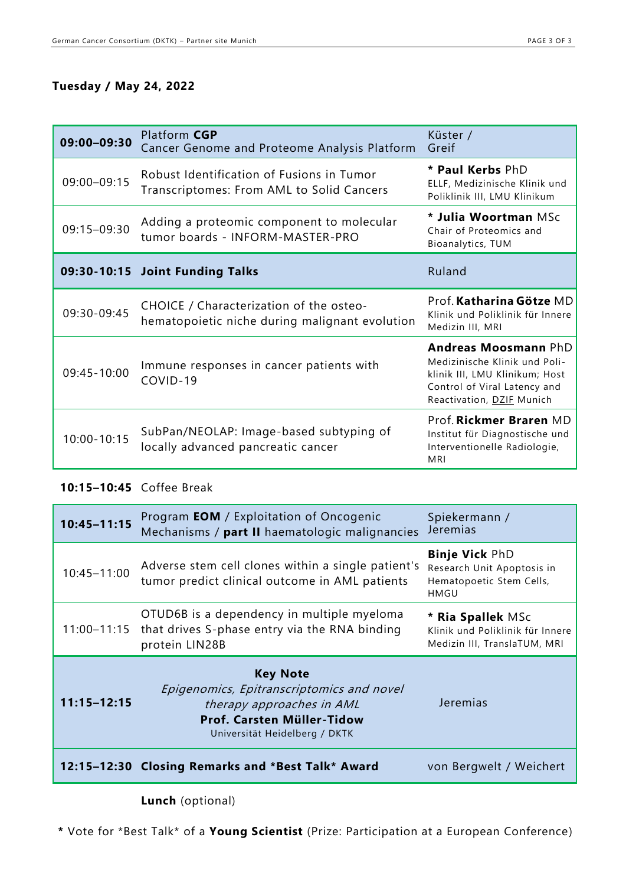**Tuesday / May 24, 2022**

| | | |
|---|---|---|
| **09:00–09:30** | Platform **CGP** Cancer Genome and Proteome Analysis Platform | Küster / Greif |
| 09:00–09:15 | Robust Identification of Fusions in Tumor Transcriptomes: From AML to Solid Cancers | * **Paul Kerbs** PhD ELLF, Medizinische Klinik und Poliklinik III, LMU Klinikum |
| 09:15–09:30 | Adding a proteomic component to molecular tumor boards - INFORM-MASTER-PRO | * **Julia Woortman** MSc Chair of Proteomics and Bioanalytics, TUM |
| **09:30-10:15** | **Joint Funding Talks** | Ruland |
| 09:30-09:45 | CHOICE / Characterization of the osteo-hematopoietic niche during malignant evolution | Prof. **Katharina Götze** MD Klinik und Poliklinik für Innere Medizin III, MRI |
| 09:45-10:00 | Immune responses in cancer patients with COVID-19 | **Andreas Moosmann** PhD Medizinische Klinik und Poli-klinik III, LMU Klinikum; Host Control of Viral Latency and Reactivation, DZIF Munich |
| 10:00-10:15 | SubPan/NEOLAP: Image-based subtyping of locally advanced pancreatic cancer | Prof. **Rickmer Braren** MD Institut für Diagnostische und Interventionelle Radiologie, MRI |

**10:15–10:45** Coffee Break

| | | |
|---|---|---|
| **10:45–11:15** | Program **EOM** / Exploitation of Oncogenic Mechanisms / **part II** haematologic malignancies | Spiekermann / Jeremias |
| 10:45–11:00 | Adverse stem cell clones within a single patient's tumor predict clinical outcome in AML patients | **Binje Vick** PhD Research Unit Apoptosis in Hematopoetic Stem Cells, HMGU |
| 11:00–11:15 | OTUD6B is a dependency in multiple myeloma that drives S-phase entry via the RNA binding protein LIN28B | * **Ria Spallek** MSc Klinik und Poliklinik für Innere Medizin III, TranslaTUM, MRI |
| **11:15–12:15** | **Key Note** *Epigenomics, Epitranscriptomics and novel therapy approaches in AML* **Prof. Carsten Müller-Tidow** Universität Heidelberg / DKTK | Jeremias |
| **12:15–12:30** | **Closing Remarks and *Best Talk* Award** | von Bergwelt / Weichert |

**Lunch** (optional)

**\*** Vote for *Best Talk* of a **Young Scientist** (Prize: Participation at a European Conference)